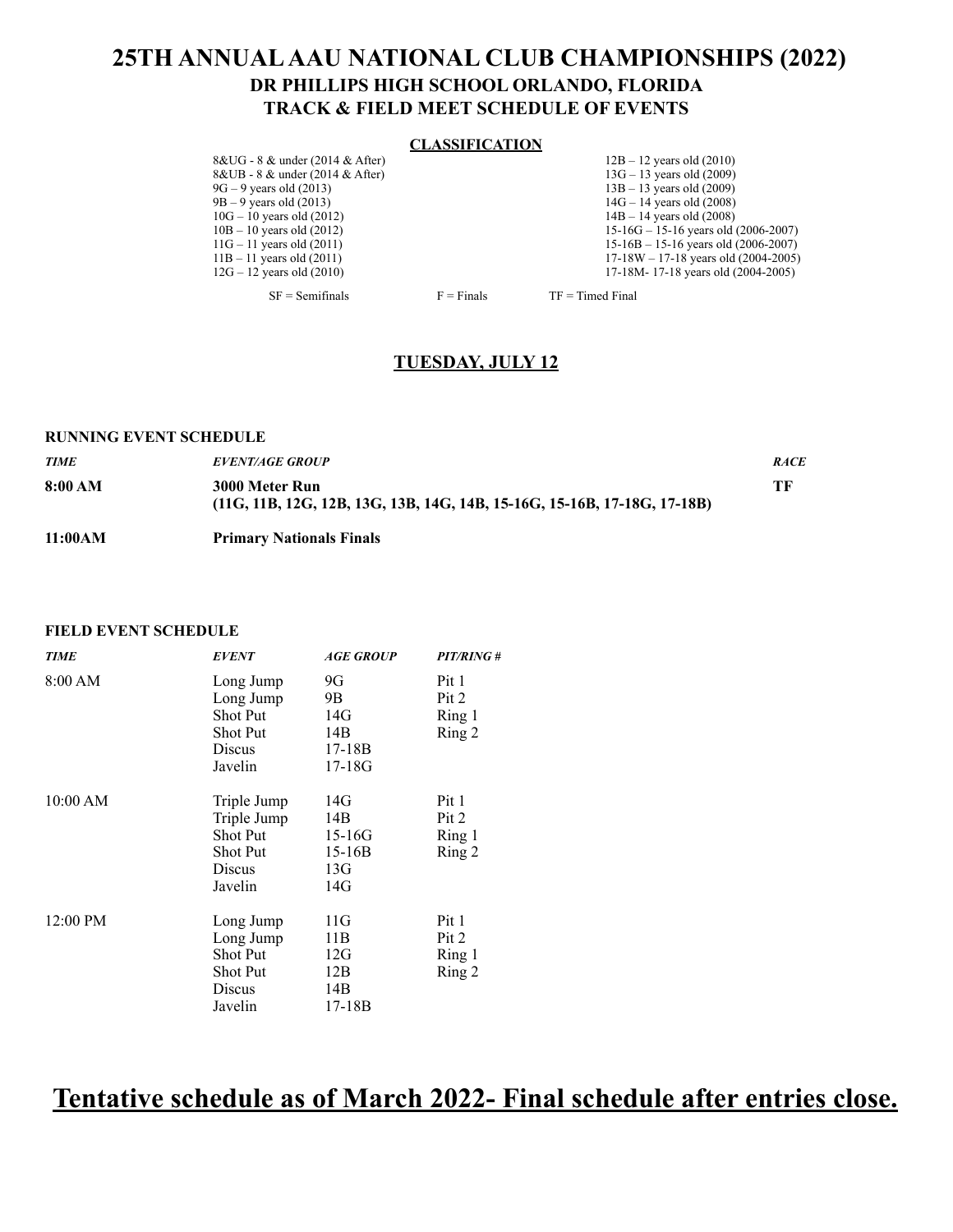# 25TH ANNUAL AAU NATIONAL CLUB CHAMPIONSHIPS (2022)

## DR PHILLIPS HIGH SCHOOL ORLANDO, FLORIDA

## TRACK & FIELD MEET SCHEDULE OF EVENTS

### CLASSIFICATION

8&UG - 8 & under (2014 & After)
8&UB - 8 & under (2014 & After)
9G – 9 years old (2013)
9B – 9 years old (2013)
10G – 10 years old (2012)
10B – 10 years old (2012)
11G – 11 years old (2011)
11B – 11 years old (2011)
12G – 12 years old (2010)
12B – 12 years old (2010)
13G – 13 years old (2009)
13B – 13 years old (2009)
14G – 14 years old (2008)
14B – 14 years old (2008)
15-16G – 15-16 years old (2006-2007)
15-16B – 15-16 years old (2006-2007)
17-18W – 17-18 years old (2004-2005)
17-18M- 17-18 years old (2004-2005)

SF = Semifinals F = Finals TF = Timed Final

## TUESDAY, JULY 12

### RUNNING EVENT SCHEDULE

| *TIME* | *EVENT/AGE GROUP* | *RACE* |
|---|---|---|
| **8:00 AM** | **3000 Meter Run (11G, 11B, 12G, 12B, 13G, 13B, 14G, 14B, 15-16G, 15-16B, 17-18G, 17-18B)** | **TF** |
| **11:00AM** | **Primary Nationals Finals** | |

### FIELD EVENT SCHEDULE

| *TIME* | *EVENT* | *AGE GROUP* | *PIT/RING #* |
|---|---|---|---|
| 8:00 AM | Long Jump | 9G | Pit 1 |
| | Long Jump | 9B | Pit 2 |
| | Shot Put | 14G | Ring 1 |
| | Shot Put | 14B | Ring 2 |
| | Discus | 17-18B | |
| | Javelin | 17-18G | |
| 10:00 AM | Triple Jump | 14G | Pit 1 |
| | Triple Jump | 14B | Pit 2 |
| | Shot Put | 15-16G | Ring 1 |
| | Shot Put | 15-16B | Ring 2 |
| | Discus | 13G | |
| | Javelin | 14G | |
| 12:00 PM | Long Jump | 11G | Pit 1 |
| | Long Jump | 11B | Pit 2 |
| | Shot Put | 12G | Ring 1 |
| | Shot Put | 12B | Ring 2 |
| | Discus | 14B | |
| | Javelin | 17-18B | |

# Tentative schedule as of March 2022- Final schedule after entries close.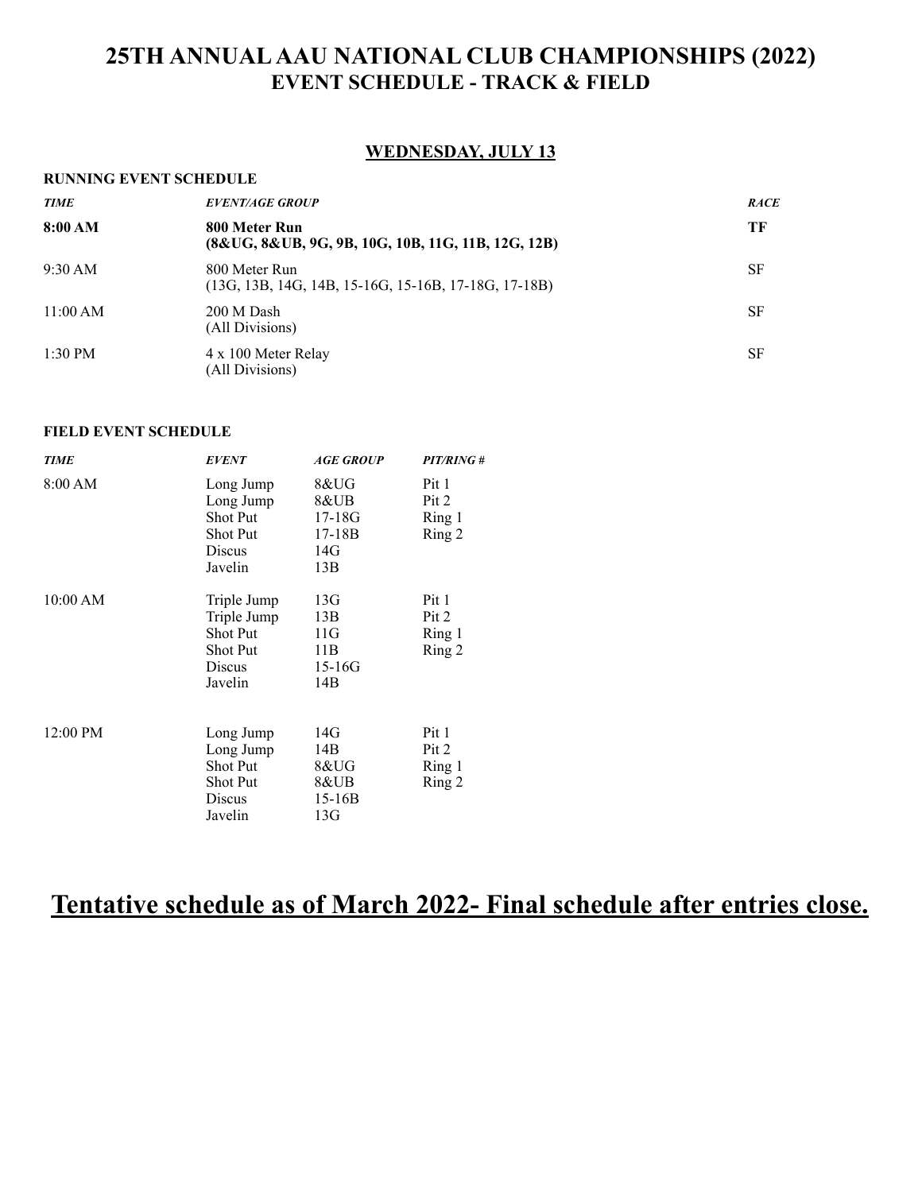# 25TH ANNUAL AAU NATIONAL CLUB CHAMPIONSHIPS (2022)
## EVENT SCHEDULE - TRACK & FIELD

### WEDNESDAY, JULY 13

**RUNNING EVENT SCHEDULE**

| *TIME* | *EVENT/AGE GROUP* | *RACE* |
|---|---|---|
| **8:00 AM** | **800 Meter Run (8&UG, 8&UB, 9G, 9B, 10G, 10B, 11G, 11B, 12G, 12B)** | **TF** |
| 9:30 AM | 800 Meter Run (13G, 13B, 14G, 14B, 15-16G, 15-16B, 17-18G, 17-18B) | SF |
| 11:00 AM | 200 M Dash (All Divisions) | SF |
| 1:30 PM | 4 x 100 Meter Relay (All Divisions) | SF |

**FIELD EVENT SCHEDULE**

| *TIME* | *EVENT* | *AGE GROUP* | *PIT/RING #* |
|---|---|---|---|
| 8:00 AM | Long Jump | 8&UG | Pit 1 |
| | Long Jump | 8&UB | Pit 2 |
| | Shot Put | 17-18G | Ring 1 |
| | Shot Put | 17-18B | Ring 2 |
| | Discus | 14G | |
| | Javelin | 13B | |
| 10:00 AM | Triple Jump | 13G | Pit 1 |
| | Triple Jump | 13B | Pit 2 |
| | Shot Put | 11G | Ring 1 |
| | Shot Put | 11B | Ring 2 |
| | Discus | 15-16G | |
| | Javelin | 14B | |
| 12:00 PM | Long Jump | 14G | Pit 1 |
| | Long Jump | 14B | Pit 2 |
| | Shot Put | 8&UG | Ring 1 |
| | Shot Put | 8&UB | Ring 2 |
| | Discus | 15-16B | |
| | Javelin | 13G | |

# Tentative schedule as of March 2022- Final schedule after entries close.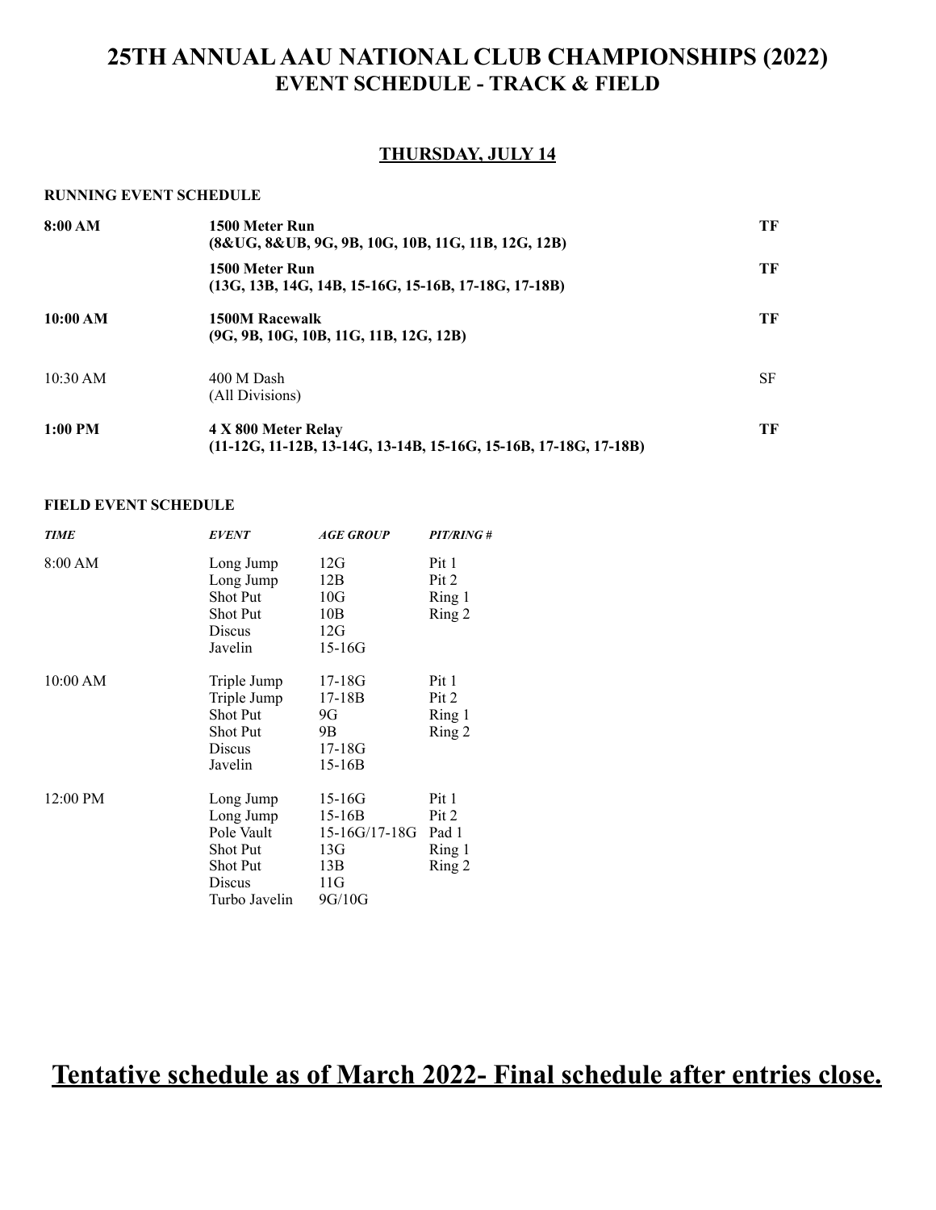# 25TH ANNUAL AAU NATIONAL CLUB CHAMPIONSHIPS (2022)
## EVENT SCHEDULE - TRACK & FIELD

### THURSDAY, JULY 14

**RUNNING EVENT SCHEDULE**

| | | |
|---|---|---|
| **8:00 AM** | **1500 Meter Run**<br>**(8&UG, 8&UB, 9G, 9B, 10G, 10B, 11G, 11B, 12G, 12B)** | **TF** |
| | **1500 Meter Run**<br>**(13G, 13B, 14G, 14B, 15-16G, 15-16B, 17-18G, 17-18B)** | **TF** |
| **10:00 AM** | **1500M Racewalk**<br>**(9G, 9B, 10G, 10B, 11G, 11B, 12G, 12B)** | **TF** |
| 10:30 AM | 400 M Dash<br>(All Divisions) | SF |
| **1:00 PM** | **4 X 800 Meter Relay**<br>**(11-12G, 11-12B, 13-14G, 13-14B, 15-16G, 15-16B, 17-18G, 17-18B)** | **TF** |

**FIELD EVENT SCHEDULE**

| *TIME* | *EVENT* | *AGE GROUP* | *PIT/RING #* |
|---|---|---|---|
| 8:00 AM | Long Jump | 12G | Pit 1 |
| | Long Jump | 12B | Pit 2 |
| | Shot Put | 10G | Ring 1 |
| | Shot Put | 10B | Ring 2 |
| | Discus | 12G | |
| | Javelin | 15-16G | |
| 10:00 AM | Triple Jump | 17-18G | Pit 1 |
| | Triple Jump | 17-18B | Pit 2 |
| | Shot Put | 9G | Ring 1 |
| | Shot Put | 9B | Ring 2 |
| | Discus | 17-18G | |
| | Javelin | 15-16B | |
| 12:00 PM | Long Jump | 15-16G | Pit 1 |
| | Long Jump | 15-16B | Pit 2 |
| | Pole Vault | 15-16G/17-18G | Pad 1 |
| | Shot Put | 13G | Ring 1 |
| | Shot Put | 13B | Ring 2 |
| | Discus | 11G | |
| | Turbo Javelin | 9G/10G | |

# Tentative schedule as of March 2022- Final schedule after entries close.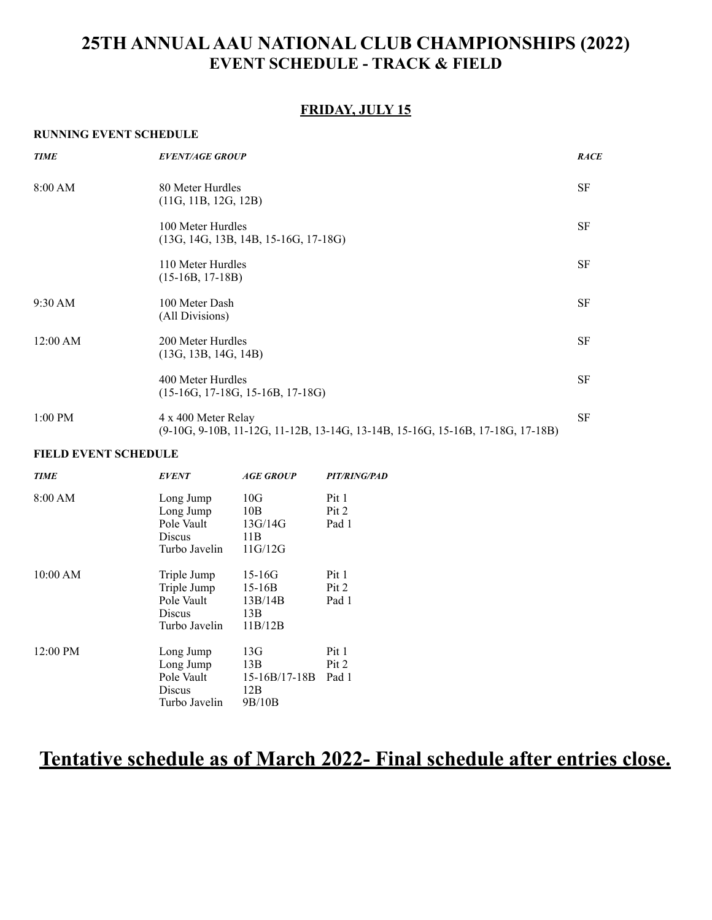# 25TH ANNUAL AAU NATIONAL CLUB CHAMPIONSHIPS (2022)
## EVENT SCHEDULE - TRACK & FIELD

### FRIDAY, JULY 15

**RUNNING EVENT SCHEDULE**

| *TIME* | *EVENT/AGE GROUP* | *RACE* |
|---|---|---|
| 8:00 AM | 80 Meter Hurdles (11G, 11B, 12G, 12B) | SF |
| | 100 Meter Hurdles (13G, 14G, 13B, 14B, 15-16G, 17-18G) | SF |
| | 110 Meter Hurdles (15-16B, 17-18B) | SF |
| 9:30 AM | 100 Meter Dash (All Divisions) | SF |
| 12:00 AM | 200 Meter Hurdles (13G, 13B, 14G, 14B) | SF |
| | 400 Meter Hurdles (15-16G, 17-18G, 15-16B, 17-18G) | SF |
| 1:00 PM | 4 x 400 Meter Relay (9-10G, 9-10B, 11-12G, 11-12B, 13-14G, 13-14B, 15-16G, 15-16B, 17-18G, 17-18B) | SF |

**FIELD EVENT SCHEDULE**

| *TIME* | *EVENT* | *AGE GROUP* | *PIT/RING/PAD* |
|---|---|---|---|
| 8:00 AM | Long Jump | 10G | Pit 1 |
| | Long Jump | 10B | Pit 2 |
| | Pole Vault | 13G/14G | Pad 1 |
| | Discus | 11B | |
| | Turbo Javelin | 11G/12G | |
| 10:00 AM | Triple Jump | 15-16G | Pit 1 |
| | Triple Jump | 15-16B | Pit 2 |
| | Pole Vault | 13B/14B | Pad 1 |
| | Discus | 13B | |
| | Turbo Javelin | 11B/12B | |
| 12:00 PM | Long Jump | 13G | Pit 1 |
| | Long Jump | 13B | Pit 2 |
| | Pole Vault | 15-16B/17-18B | Pad 1 |
| | Discus | 12B | |
| | Turbo Javelin | 9B/10B | |

# Tentative schedule as of March 2022- Final schedule after entries close.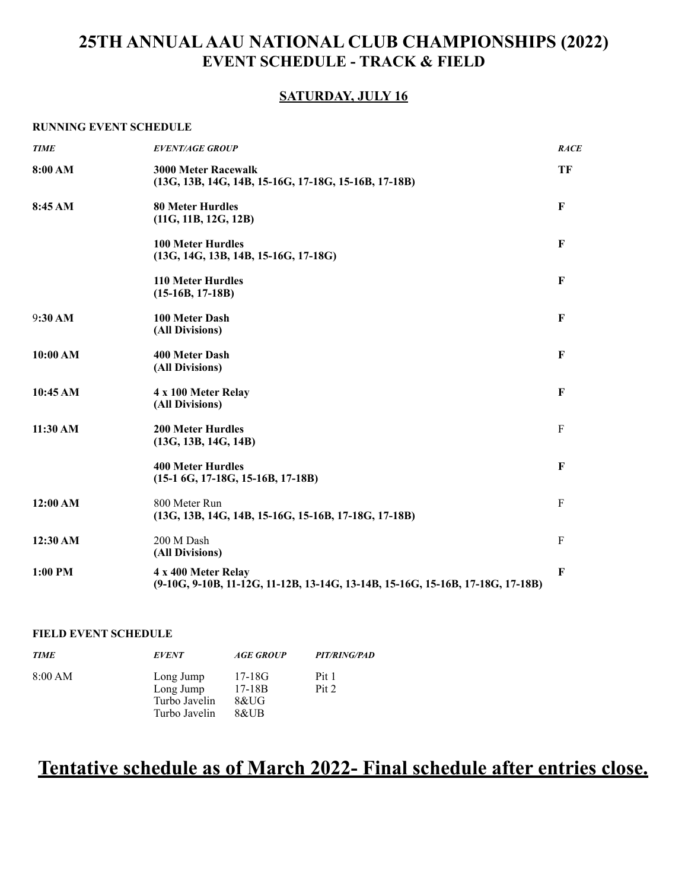# 25TH ANNUAL AAU NATIONAL CLUB CHAMPIONSHIPS (2022)
## EVENT SCHEDULE - TRACK & FIELD

### SATURDAY, JULY 16

**RUNNING EVENT SCHEDULE**

| *TIME* | *EVENT/AGE GROUP* | *RACE* |
|---|---|---|
| **8:00 AM** | **3000 Meter Racewalk (13G, 13B, 14G, 14B, 15-16G, 17-18G, 15-16B, 17-18B)** | **TF** |
| **8:45 AM** | **80 Meter Hurdles (11G, 11B, 12G, 12B)** | **F** |
| | **100 Meter Hurdles (13G, 14G, 13B, 14B, 15-16G, 17-18G)** | **F** |
| | **110 Meter Hurdles (15-16B, 17-18B)** | **F** |
| 9:30 AM | **100 Meter Dash (All Divisions)** | **F** |
| **10:00 AM** | **400 Meter Dash (All Divisions)** | **F** |
| **10:45 AM** | **4 x 100 Meter Relay (All Divisions)** | **F** |
| **11:30 AM** | **200 Meter Hurdles (13G, 13B, 14G, 14B)** | F |
| | **400 Meter Hurdles (15-1 6G, 17-18G, 15-16B, 17-18B)** | **F** |
| **12:00 AM** | 800 Meter Run **(13G, 13B, 14G, 14B, 15-16G, 15-16B, 17-18G, 17-18B)** | F |
| **12:30 AM** | 200 M Dash **(All Divisions)** | F |
| **1:00 PM** | **4 x 400 Meter Relay (9-10G, 9-10B, 11-12G, 11-12B, 13-14G, 13-14B, 15-16G, 15-16B, 17-18G, 17-18B)** | **F** |

**FIELD EVENT SCHEDULE**

| *TIME* | *EVENT* | *AGE GROUP* | *PIT/RING/PAD* |
|---|---|---|---|
| 8:00 AM | Long Jump | 17-18G | Pit 1 |
| | Long Jump | 17-18B | Pit 2 |
| | Turbo Javelin | 8&UG | |
| | Turbo Javelin | 8&UB | |

# Tentative schedule as of March 2022- Final schedule after entries close.